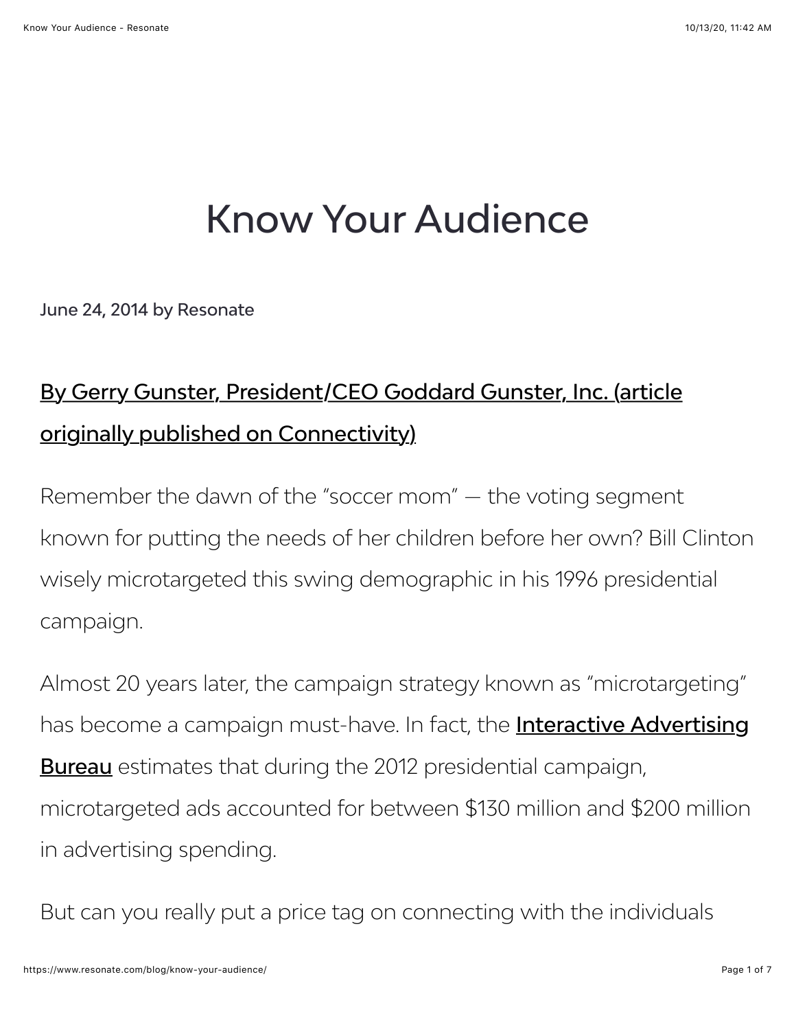# Know Your Audience

June 24, 2014 by Resonate

[By Gerry Gunster, President/CEO Goddard Gunster, Inc. (article originally published on Connectivity)]

Remember the dawn of the “soccer mom” — the voting segment known for putting the needs of her children before her own? Bill Clinton wisely microtargeted this swing demographic in his 1996 presidential campaign.

Almost 20 years later, the campaign strategy known as “microtargeting” has become a campaign must-have. In fact, the **Interactive Advertising Bureau** estimates that during the 2012 presidential campaign, microtargeted ads accounted for between $130 million and $200 million in advertising spending.

But can you really put a price tag on connecting with the individuals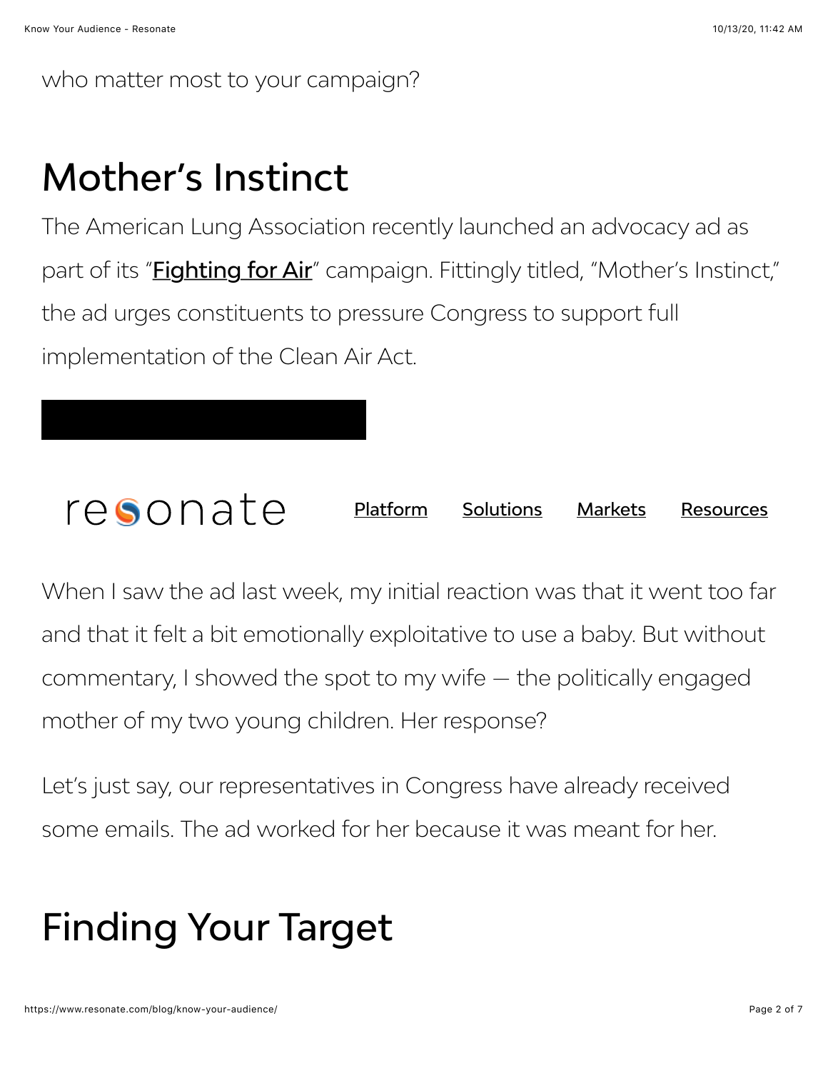who matter most to your campaign?

## Mother's Instinct

The American Lung Association recently launched an advocacy ad as part of its "**Fighting for Air**" campaign. Fittingly titled, "Mother's Instinct," the ad urges constituents to pressure Congress to support full implementation of the Clean Air Act.

When I saw the ad last week, my initial reaction was that it went too far and that it felt a bit emotionally exploitative to use a baby. But without commentary, I showed the spot to my wife — the politically engaged mother of my two young children. Her response?

Let's just say, our representatives in Congress have already received some emails. The ad worked for her because it was meant for her.

## Finding Your Target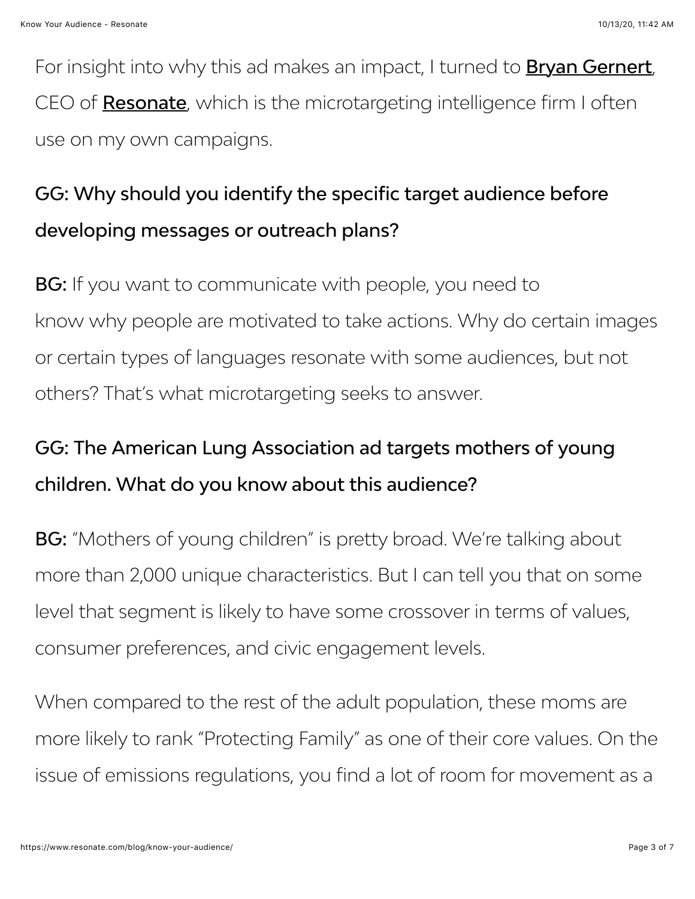For insight into why this ad makes an impact, I turned to **Bryan Gernert**, CEO of **Resonate**, which is the microtargeting intelligence firm I often use on my own campaigns.

### GG: Why should you identify the specific target audience before developing messages or outreach plans?

**BG:** If you want to communicate with people, you need to know why people are motivated to take actions. Why do certain images or certain types of languages resonate with some audiences, but not others? That's what microtargeting seeks to answer.

### GG: The American Lung Association ad targets mothers of young children. What do you know about this audience?

**BG:** "Mothers of young children" is pretty broad. We're talking about more than 2,000 unique characteristics. But I can tell you that on some level that segment is likely to have some crossover in terms of values, consumer preferences, and civic engagement levels.

When compared to the rest of the adult population, these moms are more likely to rank "Protecting Family" as one of their core values. On the issue of emissions regulations, you find a lot of room for movement as a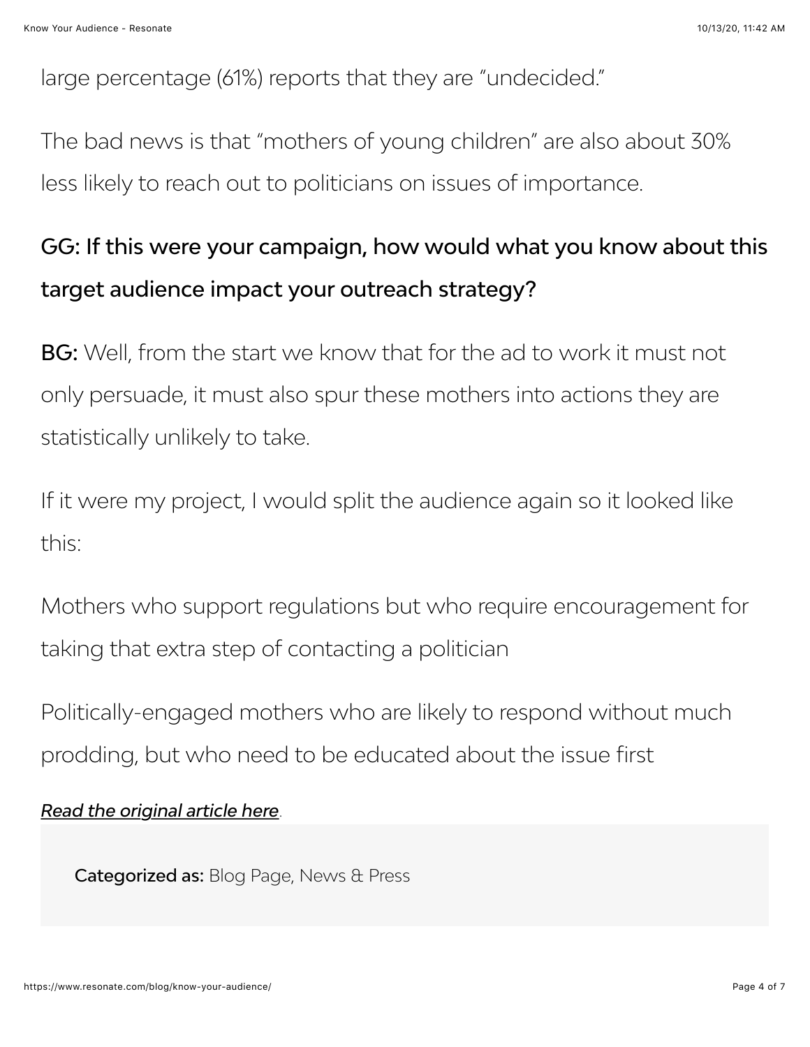large percentage (61%) reports that they are "undecided."

The bad news is that "mothers of young children" are also about 30% less likely to reach out to politicians on issues of importance.

**GG: If this were your campaign, how would what you know about this target audience impact your outreach strategy?**

**BG:** Well, from the start we know that for the ad to work it must not only persuade, it must also spur these mothers into actions they are statistically unlikely to take.

If it were my project, I would split the audience again so it looked like this:

Mothers who support regulations but who require encouragement for taking that extra step of contacting a politician

Politically-engaged mothers who are likely to respond without much prodding, but who need to be educated about the issue first

***Read the original article here***.

**Categorized as:** Blog Page, News & Press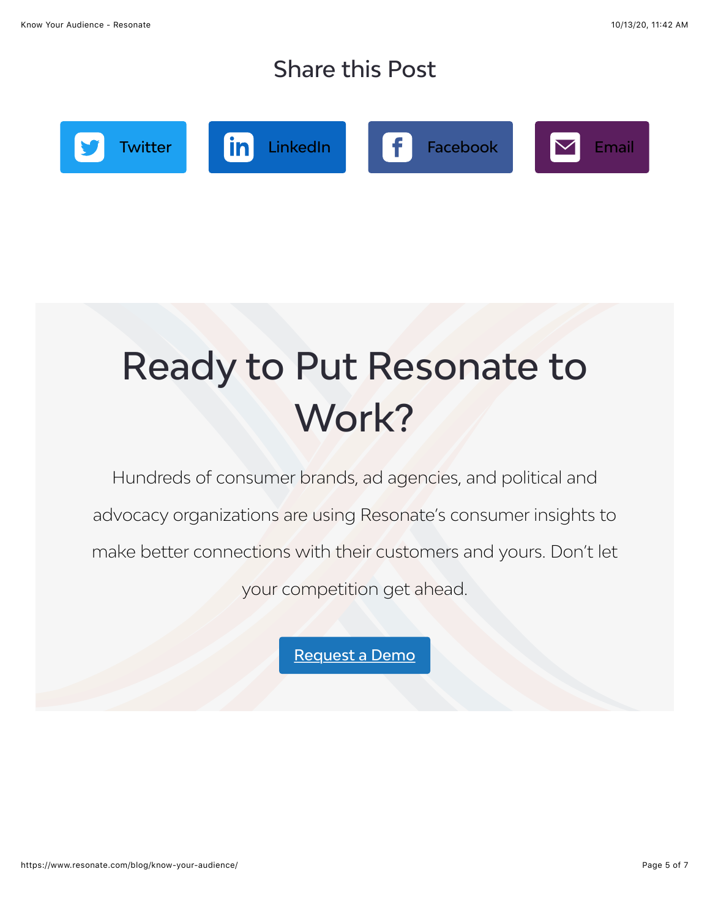## Share this Post

Twitter LinkedIn Facebook Email

# Ready to Put Resonate to Work?

Hundreds of consumer brands, ad agencies, and political and advocacy organizations are using Resonate's consumer insights to make better connections with their customers and yours. Don't let your competition get ahead.

Request a Demo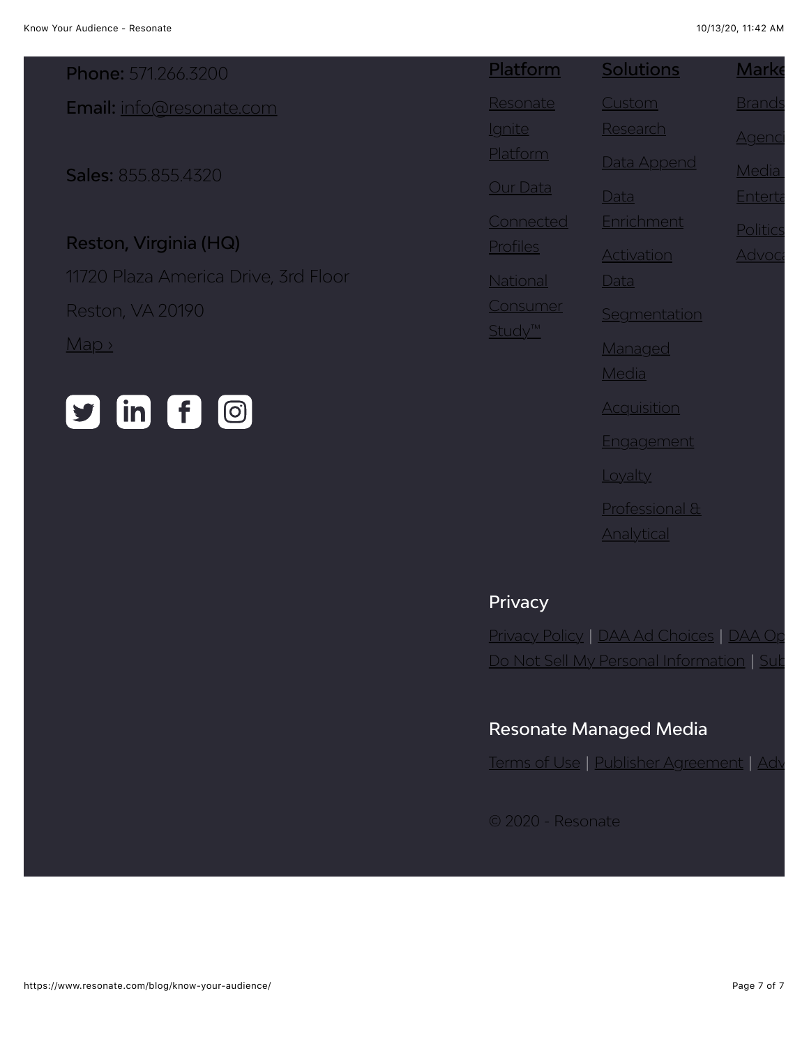**Phone:** 571.266.3200

**Email:** info@resonate.com

**Sales:** 855.855.4320

Reston, Virginia (HQ)

11720 Plaza America Drive, 3rd Floor

Reston, VA 20190

Map ›

**Platform**

- Resonate Ignite Platform
- Our Data
- Connected Profiles
- National Consumer Study™

**Solutions**

- Custom Research
- Data Append
- Data Enrichment
- Activation Data
- Segmentation
- Managed Media
- Acquisition
- Engagement
- Loyalty
- Professional & Analytical

**Marke**

- Brands
- Agenci
- Media Enterta
- Politics Advoca

Privacy

Privacy Policy | DAA Ad Choices | DAA Op
Do Not Sell My Personal Information | Sub

Resonate Managed Media

Terms of Use | Publisher Agreement | Adv

© 2020 - Resonate